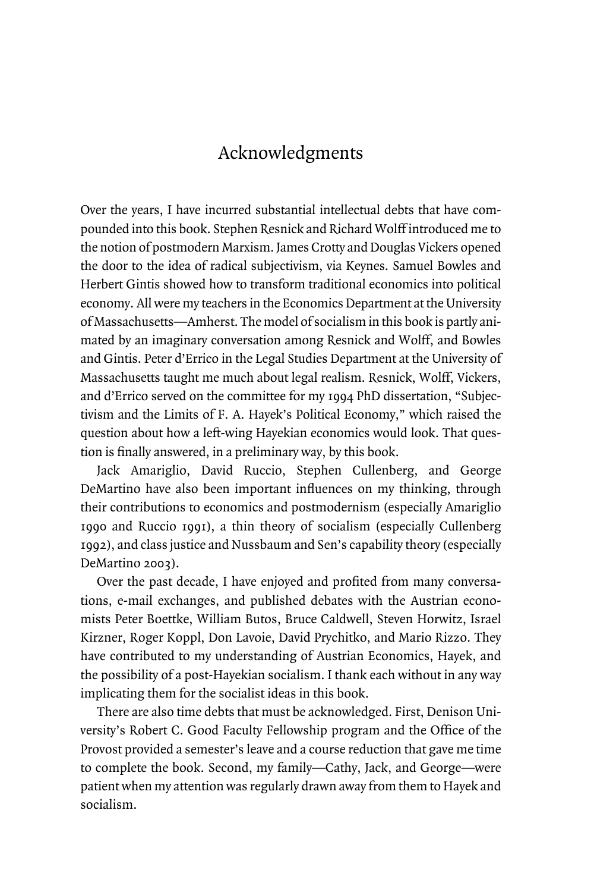# Acknowledgments

Over the years, I have incurred substantial intellectual debts that have compounded into this book. Stephen Resnick and Richard Wolff introduced me to the notion of postmodern Marxism. James Crotty and Douglas Vickers opened the door to the idea of radical subjectivism, via Keynes. Samuel Bowles and Herbert Gintis showed how to transform traditional economics into political economy. All were my teachers in the Economics Department at the University of Massachusetts—Amherst. The model of socialism in this book is partly animated by an imaginary conversation among Resnick and Wolff, and Bowles and Gintis. Peter d'Errico in the Legal Studies Department at the University of Massachusetts taught me much about legal realism. Resnick, Wolff, Vickers, and d'Errico served on the committee for my 1994 PhD dissertation, "Subjectivism and the Limits of F. A. Hayek's Political Economy," which raised the question about how a left-wing Hayekian economics would look. That question is finally answered, in a preliminary way, by this book.

Jack Amariglio, David Ruccio, Stephen Cullenberg, and George DeMartino have also been important influences on my thinking, through their contributions to economics and postmodernism (especially Amariglio 1990 and Ruccio 1991), a thin theory of socialism (especially Cullenberg 1992), and class justice and Nussbaum and Sen's capability theory (especially DeMartino 2003).

Over the past decade, I have enjoyed and profited from many conversations, e-mail exchanges, and published debates with the Austrian economists Peter Boettke, William Butos, Bruce Caldwell, Steven Horwitz, Israel Kirzner, Roger Koppl, Don Lavoie, David Prychitko, and Mario Rizzo. They have contributed to my understanding of Austrian Economics, Hayek, and the possibility of a post-Hayekian socialism. I thank each without in any way implicating them for the socialist ideas in this book.

There are also time debts that must be acknowledged. First, Denison University's Robert C. Good Faculty Fellowship program and the Office of the Provost provided a semester's leave and a course reduction that gave me time to complete the book. Second, my family—Cathy, Jack, and George—were patient when my attention was regularly drawn away from them to Hayek and socialism.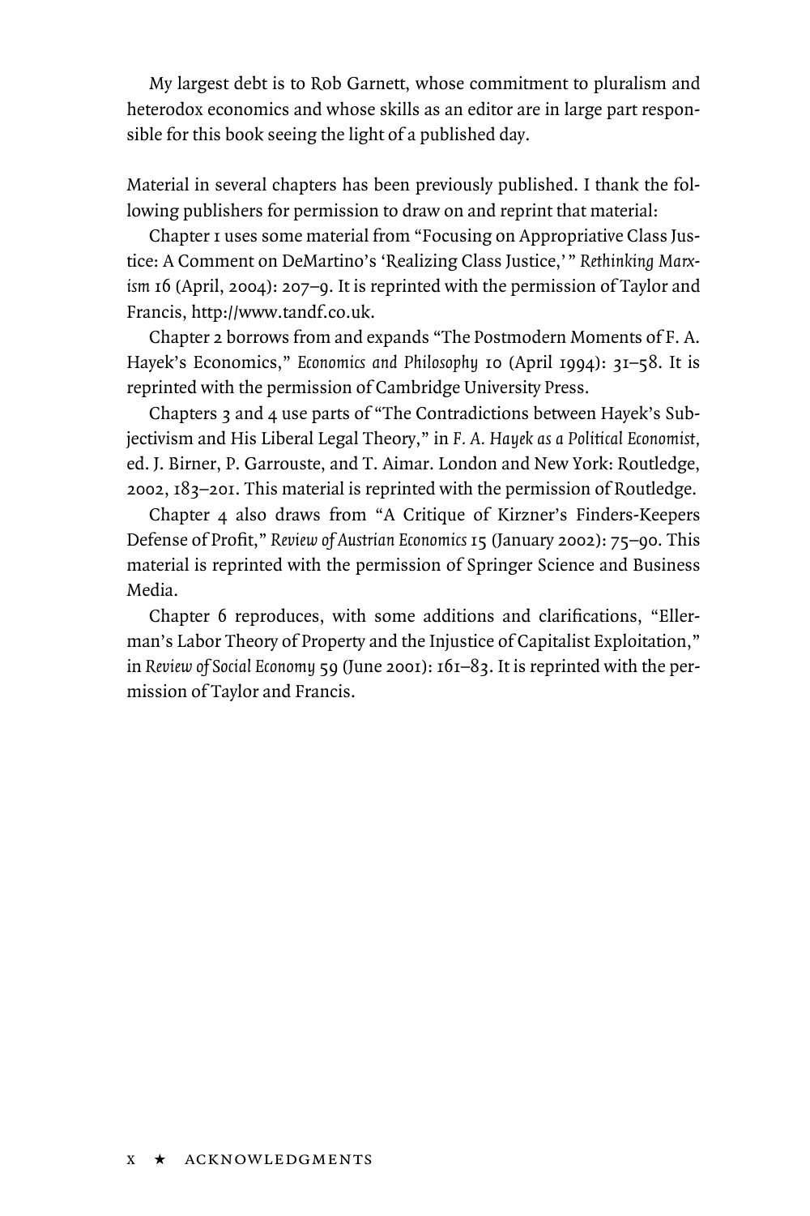My largest debt is to Rob Garnett, whose commitment to pluralism and heterodox economics and whose skills as an editor are in large part responsible for this book seeing the light of a published day.

Material in several chapters has been previously published. I thank the following publishers for permission to draw on and reprint that material:

Chapter 1 uses some material from "Focusing on Appropriative Class Justice: A Comment on DeMartino's 'Realizing Class Justice,'" *Rethinking Marxism* 16 (April, 2004): 207–9. It is reprinted with the permission of Taylor and Francis, http://www.tandf.co.uk.

Chapter 2 borrows from and expands "The Postmodern Moments of F. A. Hayek's Economics," *Economics and Philosophy* 10 (April 1994): 31–58. It is reprinted with the permission of Cambridge University Press.

Chapters 3 and 4 use parts of "The Contradictions between Hayek's Subjectivism and His Liberal Legal Theory," in *F. A. Hayek as a Political Economist*, ed. J. Birner, P. Garrouste, and T. Aimar. London and New York: Routledge, 2002, 183–201. This material is reprinted with the permission of Routledge.

Chapter 4 also draws from "A Critique of Kirzner's Finders-Keepers Defense of Profit," *Review of Austrian Economics* 15 (January 2002): 75–90. This material is reprinted with the permission of Springer Science and Business Media.

Chapter 6 reproduces, with some additions and clarifications, "Ellerman's Labor Theory of Property and the Injustice of Capitalist Exploitation," in *Review of Social Economy* 59 (June 2001): 161–83. It is reprinted with the permission of Taylor and Francis.